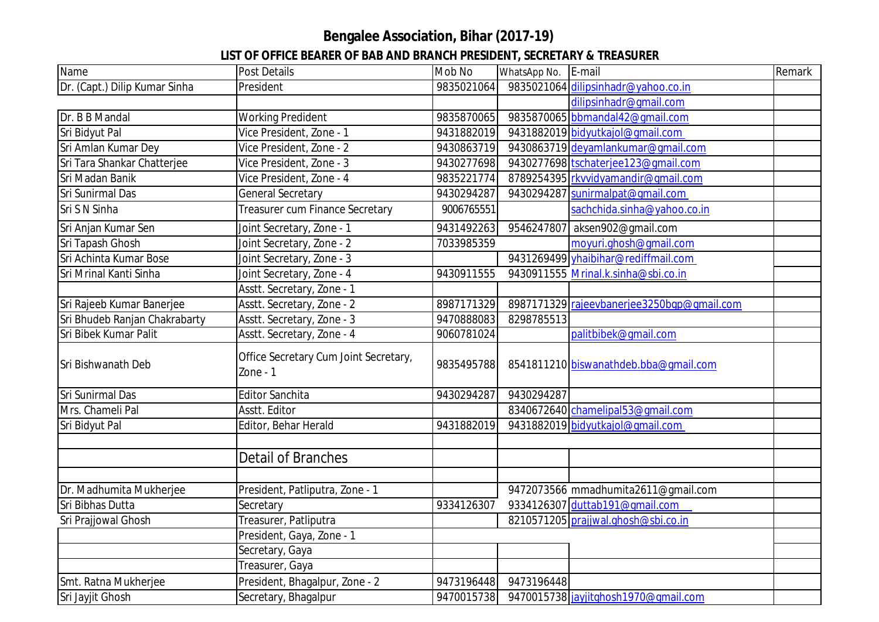# Bengalee Association, Bihar (2017-19)

## LIST OF OFFICE BEARER OF BAB AND BRANCH PRESIDENT, SECRETARY & TREASURER

| Name | Post Details | Mob No | WhatsApp No. | E-mail | Remark |
|---|---|---|---|---|---|
| Dr. (Capt.) Dilip Kumar Sinha | President | 9835021064 | 9835021064 | dilipsinhadr@yahoo.co.in | |
| | | | | dilipsinhadr@gmail.com | |
| Dr. B B Mandal | Working Predident | 9835870065 | 9835870065 | bbmandal42@gmail.com | |
| Sri Bidyut Pal | Vice President, Zone - 1 | 9431882019 | 9431882019 | bidyutkajol@gmail.com | |
| Sri Amlan Kumar Dey | Vice President, Zone - 2 | 9430863719 | 9430863719 | deyamlankumar@gmail.com | |
| Sri Tara Shankar Chatterjee | Vice President, Zone - 3 | 9430277698 | 9430277698 | tschaterjee123@gmail.com | |
| Sri Madan Banik | Vice President, Zone - 4 | 9835221774 | 8789254395 | rkvvidyamandir@gmail.com | |
| Sri Sunirmal Das | General Secretary | 9430294287 | 9430294287 | sunirmalpat@gmail.com | |
| Sri S N Sinha | Treasurer cum Finance Secretary | 9006765551 | | sachchida.sinha@yahoo.co.in | |
| Sri Anjan Kumar Sen | Joint Secretary, Zone - 1 | 9431492263 | 9546247807 | aksen902@gmail.com | |
| Sri Tapash Ghosh | Joint Secretary, Zone - 2 | 7033985359 | | moyuri.ghosh@gmail.com | |
| Sri Achinta Kumar Bose | Joint Secretary, Zone - 3 | | 9431269499 | yhaibihar@rediffmail.com | |
| Sri Mrinal Kanti Sinha | Joint Secretary, Zone - 4 | 9430911555 | 9430911555 | Mrinal.k.sinha@sbi.co.in | |
| | Asstt. Secretary, Zone - 1 | | | | |
| Sri Rajeeb Kumar Banerjee | Asstt. Secretary, Zone - 2 | 8987171329 | 8987171329 | rajeevbanerjee3250bgp@gmail.com | |
| Sri Bhudeb Ranjan Chakrabarty | Asstt. Secretary, Zone - 3 | 9470888083 | 8298785513 | | |
| Sri Bibek Kumar Palit | Asstt. Secretary, Zone - 4 | 9060781024 | | palitbibek@gmail.com | |
| Sri Bishwanath Deb | Office Secretary Cum Joint Secretary, Zone - 1 | 9835495788 | 8541811210 | biswanathdeb.bba@gmail.com | |
| Sri Sunirmal Das | Editor Sanchita | 9430294287 | 9430294287 | | |
| Mrs. Chameli Pal | Asstt. Editor | | 8340672640 | chamelipal53@gmail.com | |
| Sri Bidyut Pal | Editor, Behar Herald | 9431882019 | 9431882019 | bidyutkajol@gmail.com | |
| | | | | | |
| | Detail of Branches | | | | |
| | | | | | |
| Dr. Madhumita Mukherjee | President, Patliputra, Zone - 1 | | 9472073566 | mmadhumita2611@gmail.com | |
| Sri Bibhas Dutta | Secretary | 9334126307 | 9334126307 | duttab191@gmail.com | |
| Sri Prajjowal Ghosh | Treasurer, Patliputra | | 8210571205 | prajjwal.ghosh@sbi.co.in | |
| | President, Gaya, Zone - 1 | | | | |
| | Secretary, Gaya | | | | |
| | Treasurer, Gaya | | | | |
| Smt. Ratna Mukherjee | President, Bhagalpur, Zone - 2 | 9473196448 | 9473196448 | | |
| Sri Jayjit Ghosh | Secretary, Bhagalpur | 9470015738 | 9470015738 | jayjitghosh1970@gmail.com | |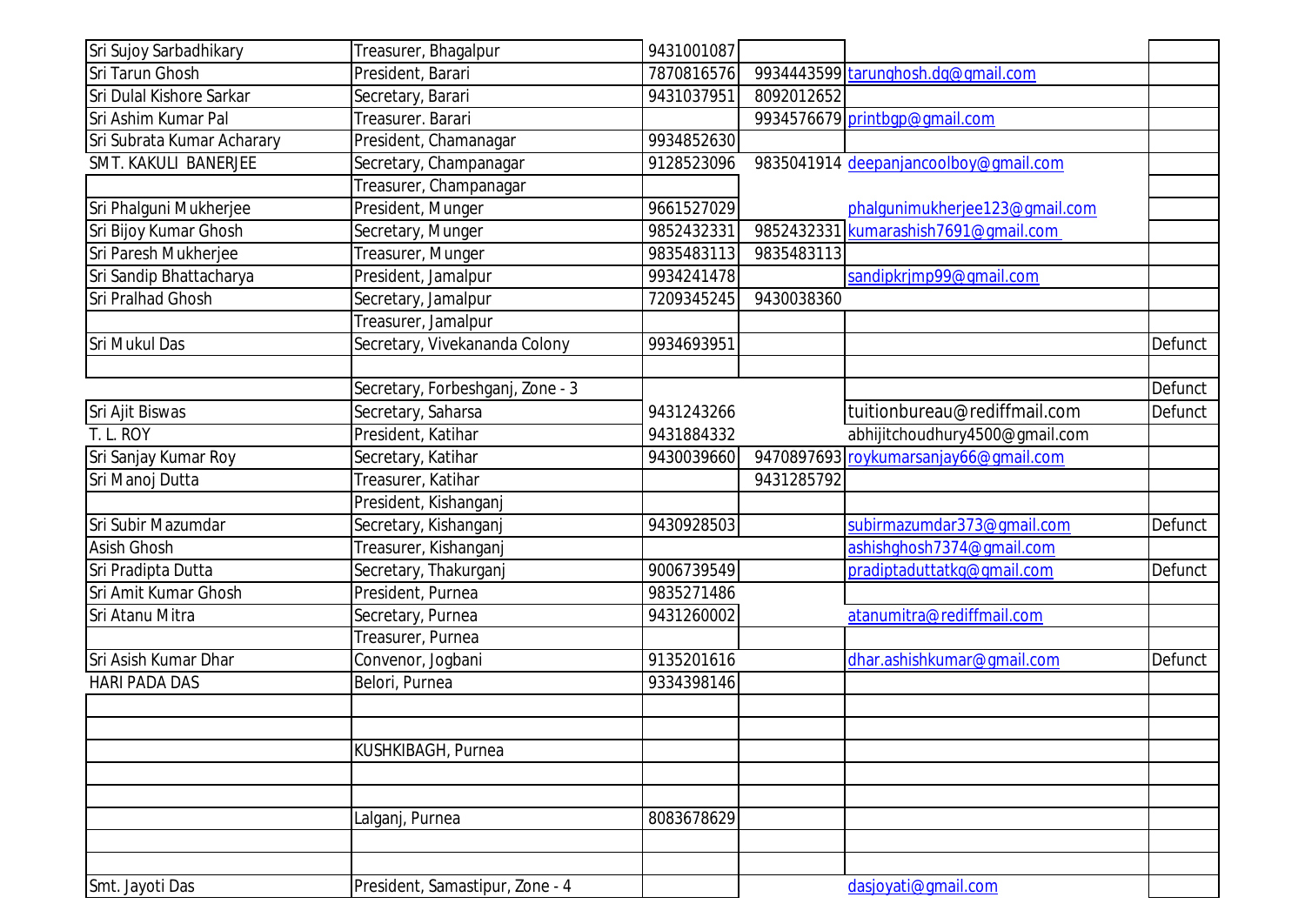| | | | | | |
|---|---|---|---|---|---|
| Sri Sujoy Sarbadhikary | Treasurer, Bhagalpur | 9431001087 | | | |
| Sri Tarun Ghosh | President, Barari | 7870816576 | 9934443599 | tarunghosh.dg@gmail.com | |
| Sri Dulal Kishore Sarkar | Secretary, Barari | 9431037951 | 8092012652 | | |
| Sri Ashim Kumar Pal | Treasurer. Barari | | 9934576679 | printbgp@gmail.com | |
| Sri Subrata Kumar Acharary | President, Chamanagar | 9934852630 | | | |
| SMT. KAKULI BANERJEE | Secretary, Champanagar | 9128523096 | 9835041914 | deepanjancoolboy@gmail.com | |
| | Treasurer, Champanagar | | | | |
| Sri Phalguni Mukherjee | President, Munger | 9661527029 | | phalgunimukherjee123@gmail.com | |
| Sri Bijoy Kumar Ghosh | Secretary, Munger | 9852432331 | 9852432331 | kumarashish7691@gmail.com | |
| Sri Paresh Mukherjee | Treasurer, Munger | 9835483113 | 9835483113 | | |
| Sri Sandip Bhattacharya | President, Jamalpur | 9934241478 | | sandipkrjmp99@gmail.com | |
| Sri Pralhad Ghosh | Secretary, Jamalpur | 7209345245 | 9430038360 | | |
| | Treasurer, Jamalpur | | | | |
| Sri Mukul Das | Secretary, Vivekananda Colony | 9934693951 | | | Defunct |
| | | | | | |
| | Secretary, Forbeshganj, Zone - 3 | | | | Defunct |
| Sri Ajit Biswas | Secretary, Saharsa | 9431243266 | | tuitionbureau@rediffmail.com | Defunct |
| T. L. ROY | President, Katihar | 9431884332 | | abhijitchoudhury4500@gmail.com | |
| Sri Sanjay Kumar Roy | Secretary, Katihar | 9430039660 | 9470897693 | roykumarsanjay66@gmail.com | |
| Sri Manoj Dutta | Treasurer, Katihar | | 9431285792 | | |
| | President, Kishanganj | | | | |
| Sri Subir Mazumdar | Secretary, Kishanganj | 9430928503 | | subirmazumdar373@gmail.com | Defunct |
| Asish Ghosh | Treasurer, Kishanganj | | | ashishghosh7374@gmail.com | |
| Sri Pradipta Dutta | Secretary, Thakurganj | 9006739549 | | pradiptaduttatkg@gmail.com | Defunct |
| Sri Amit Kumar Ghosh | President, Purnea | 9835271486 | | | |
| Sri Atanu Mitra | Secretary, Purnea | 9431260002 | | atanumitra@rediffmail.com | |
| | Treasurer, Purnea | | | | |
| Sri Asish Kumar Dhar | Convenor, Jogbani | 9135201616 | | dhar.ashishkumar@gmail.com | Defunct |
| HARI PADA DAS | Belori, Purnea | 9334398146 | | | |
| | | | | | |
| | | | | | |
| | KUSHKIBAGH, Purnea | | | | |
| | | | | | |
| | | | | | |
| | Lalganj, Purnea | 8083678629 | | | |
| | | | | | |
| | | | | | |
| Smt. Jayoti Das | President, Samastipur, Zone - 4 | | | dasjoyati@gmail.com | |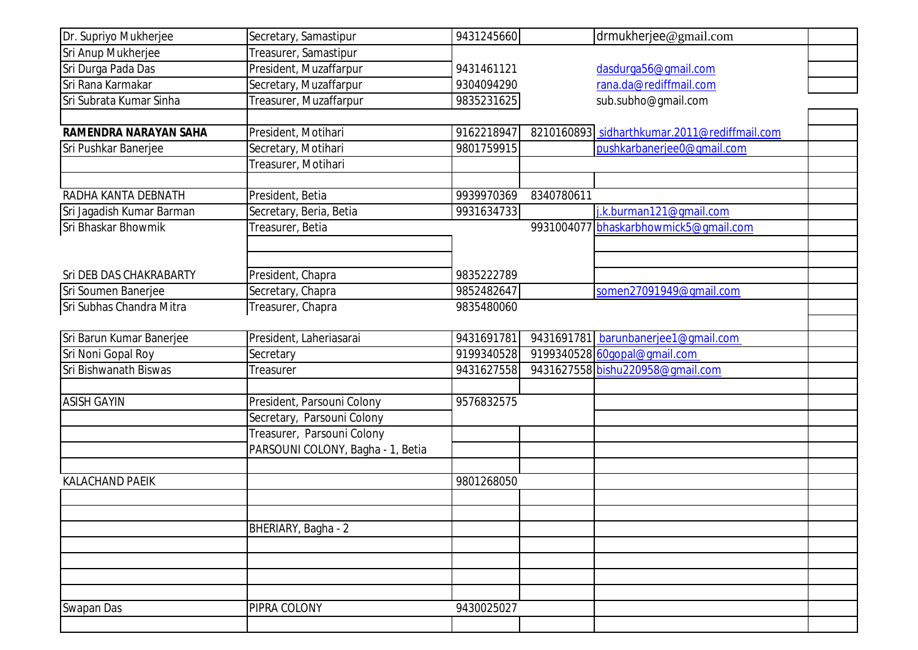| | | | | | |
|---|---|---|---|---|---|
| Dr. Supriyo Mukherjee | Secretary, Samastipur | 9431245660 | | drmukherjee@gmail.com | |
| Sri Anup Mukherjee | Treasurer, Samastipur | | | | |
| Sri Durga Pada Das | President, Muzaffarpur | 9431461121 | | dasdurga56@gmail.com | |
| Sri Rana Karmakar | Secretary, Muzaffarpur | 9304094290 | | rana.da@rediffmail.com | |
| Sri Subrata Kumar Sinha | Treasurer, Muzaffarpur | 9835231625 | | sub.subho@gmail.com | |
| | | | | | |
| **RAMENDRA NARAYAN SAHA** | President, Motihari | 9162218947 | 8210160893 | sidharthkumar.2011@rediffmail.com | |
| Sri Pushkar Banerjee | Secretary, Motihari | 9801759915 | | pushkarbanerjee0@gmail.com | |
| | Treasurer, Motihari | | | | |
| | | | | | |
| RADHA KANTA DEBNATH | President, Betia | 9939970369 | 8340780611 | | |
| Sri Jagadish Kumar Barman | Secretary, Beria, Betia | 9931634733 | | j.k.burman121@gmail.com | |
| Sri Bhaskar Bhowmik | Treasurer, Betia | | 9931004077 | bhaskarbhowmick5@gmail.com | |
| | | | | | |
| | | | | | |
| Sri DEB DAS CHAKRABARTY | President, Chapra | 9835222789 | | | |
| Sri Soumen Banerjee | Secretary, Chapra | 9852482647 | | somen27091949@gmail.com | |
| Sri Subhas Chandra Mitra | Treasurer, Chapra | 9835480060 | | | |
| | | | | | |
| Sri Barun Kumar Banerjee | President, Laheriasarai | 9431691781 | 9431691781 | barunbanerjee1@gmail.com | |
| Sri Noni Gopal Roy | Secretary | 9199340528 | 9199340528 | 60gopal@gmail.com | |
| Sri Bishwanath Biswas | Treasurer | 9431627558 | 9431627558 | bishu220958@gmail.com | |
| | | | | | |
| ASISH GAYIN | President, Parsouni Colony | 9576832575 | | | |
| | Secretary, Parsouni Colony | | | | |
| | Treasurer, Parsouni Colony | | | | |
| | PARSOUNI COLONY, Bagha - 1, Betia | | | | |
| | | | | | |
| KALACHAND PAEIK | | 9801268050 | | | |
| | | | | | |
| | | | | | |
| | BHERIARY, Bagha - 2 | | | | |
| | | | | | |
| | | | | | |
| | | | | | |
| | | | | | |
| Swapan Das | PIPRA COLONY | 9430025027 | | | |
| | | | | | |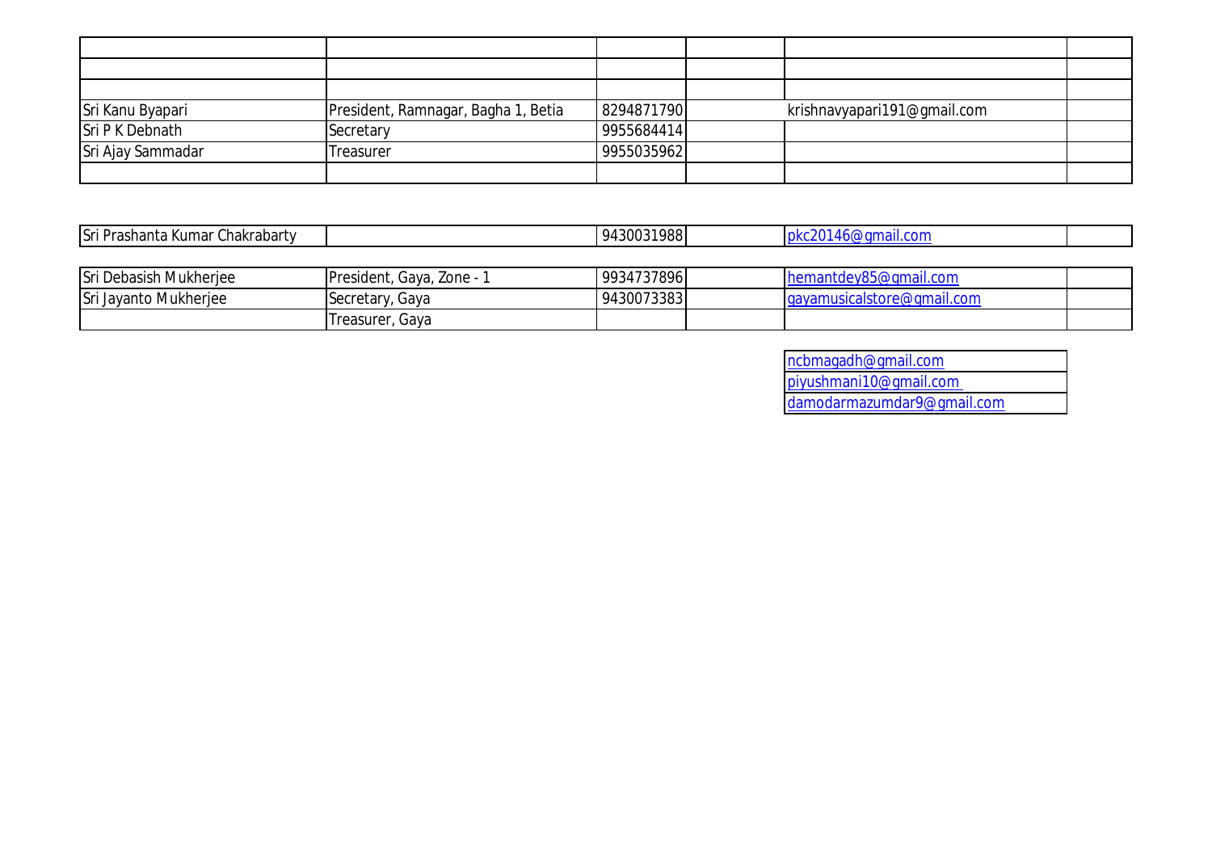| | | | | | |
|---|---|---|---|---|---|
| | | | | | |
| | | | | | |
| | | | | | |
| Sri Kanu Byapari | President, Ramnagar, Bagha 1, Betia | 8294871790 | | krishnavyapari191@gmail.com | |
| Sri P K Debnath | Secretary | 9955684414 | | | |
| Sri Ajay Sammadar | Treasurer | 9955035962 | | | |
| | | | | | |

| | | | | | |
|---|---|---|---|---|---|
| Sri Prashanta Kumar Chakrabarty | | 9430031988 | | pkc20146@gmail.com | |

| | | | | | |
|---|---|---|---|---|---|
| Sri Debasish Mukherjee | President, Gaya, Zone - 1 | 9934737896 | | hemantdey85@gmail.com | |
| Sri Jayanto Mukherjee | Secretary, Gaya | 9430073383 | | gayamusicalstore@gmail.com | |
| | Treasurer, Gaya | | | | |

| |
|---|
| ncbmagadh@gmail.com |
| piyushmani10@gmail.com |
| damodarmazumdar9@gmail.com |